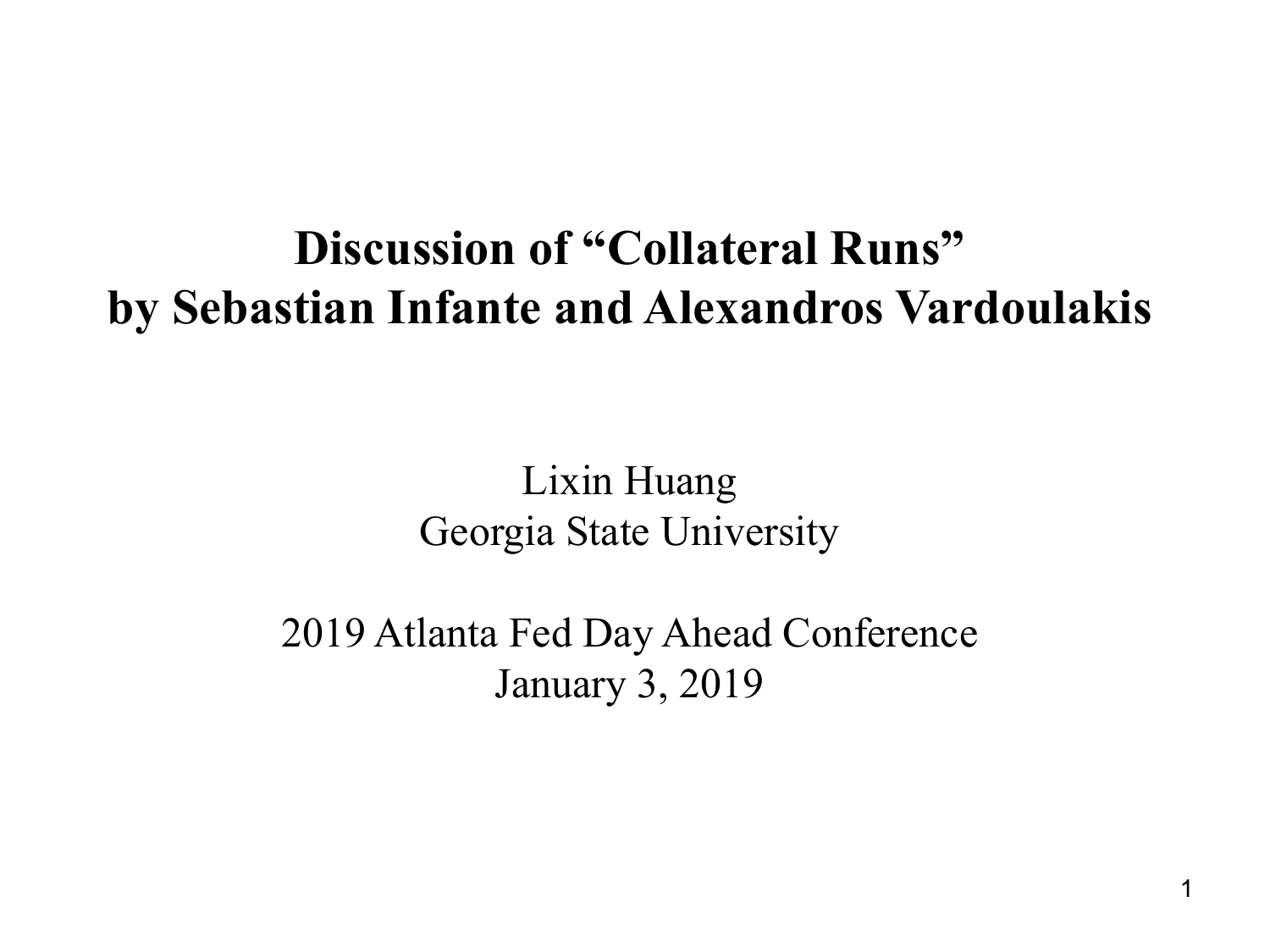# Discussion of “Collateral Runs” by Sebastian Infante and Alexandros Vardoulakis

Lixin Huang
Georgia State University

2019 Atlanta Fed Day Ahead Conference
January 3, 2019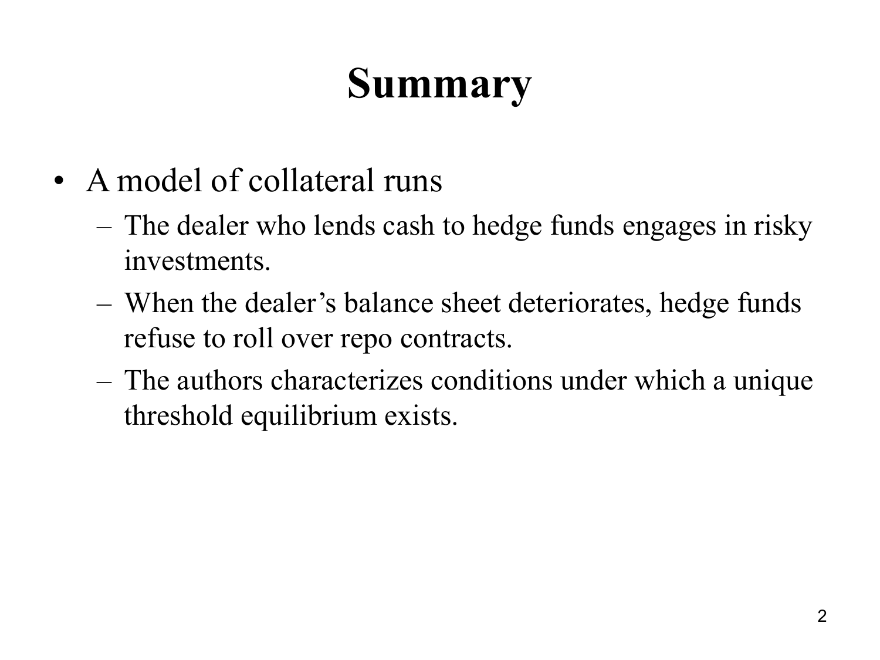# Summary

- A model of collateral runs
  - The dealer who lends cash to hedge funds engages in risky investments.
  - When the dealer’s balance sheet deteriorates, hedge funds refuse to roll over repo contracts.
  - The authors characterizes conditions under which a unique threshold equilibrium exists.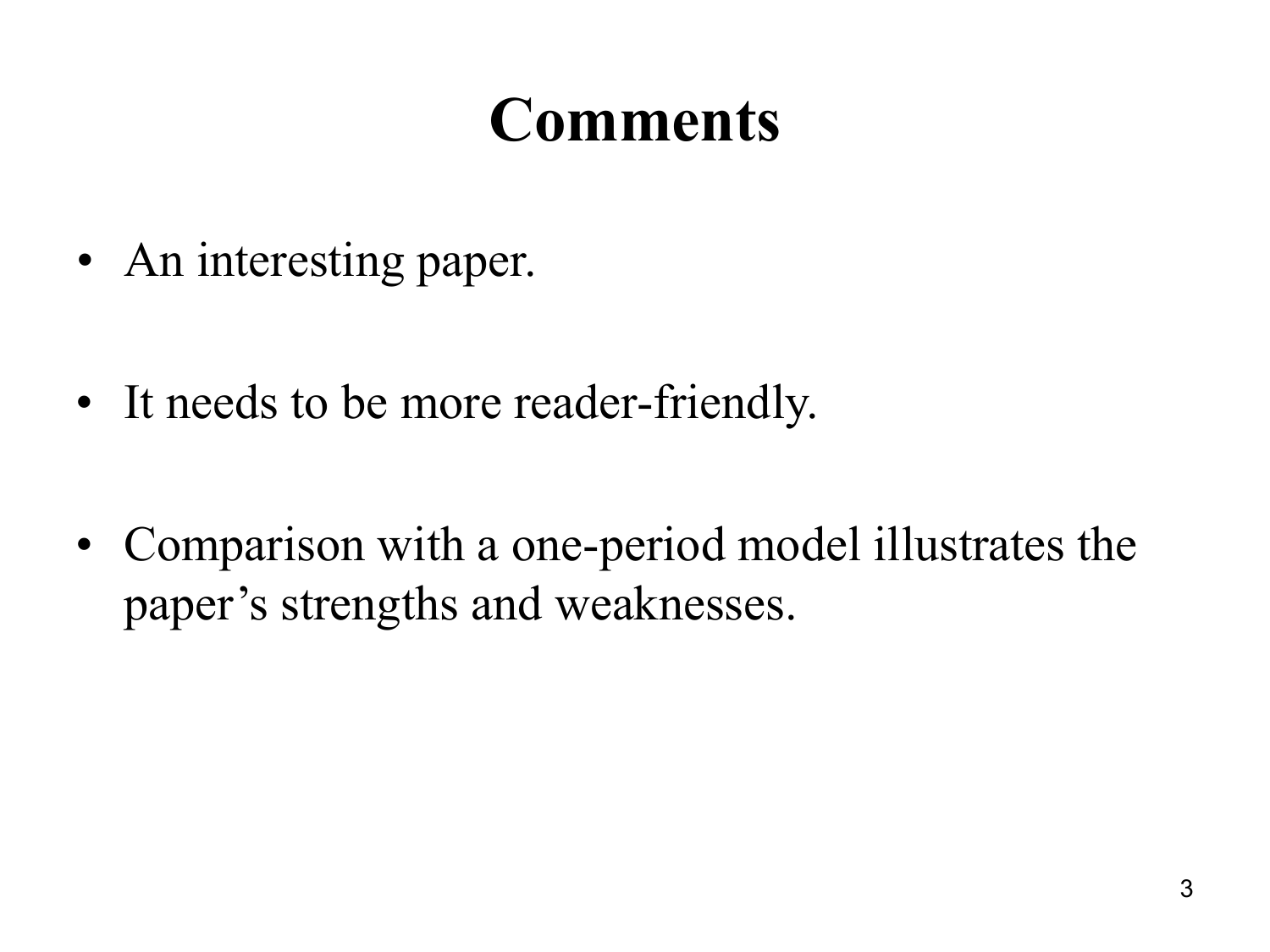# Comments

- An interesting paper.
- It needs to be more reader-friendly.
- Comparison with a one-period model illustrates the paper's strengths and weaknesses.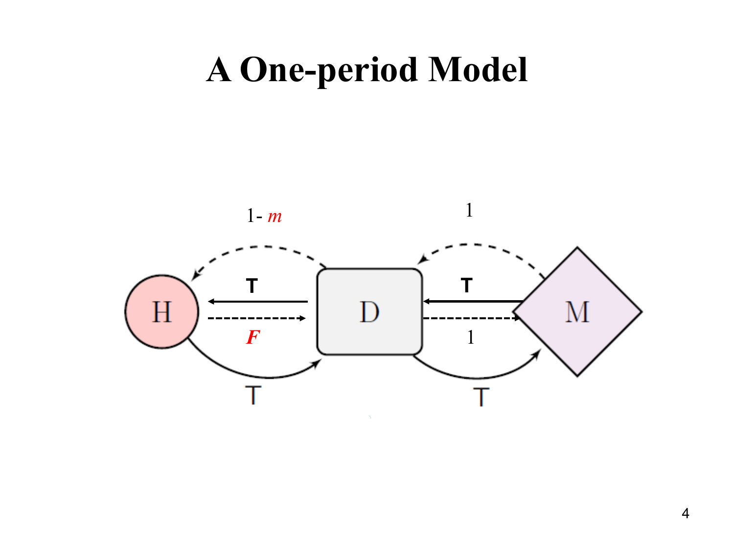# A One-period Model

$1-m$

1

H

T

D

T

M

$F$

1

T

T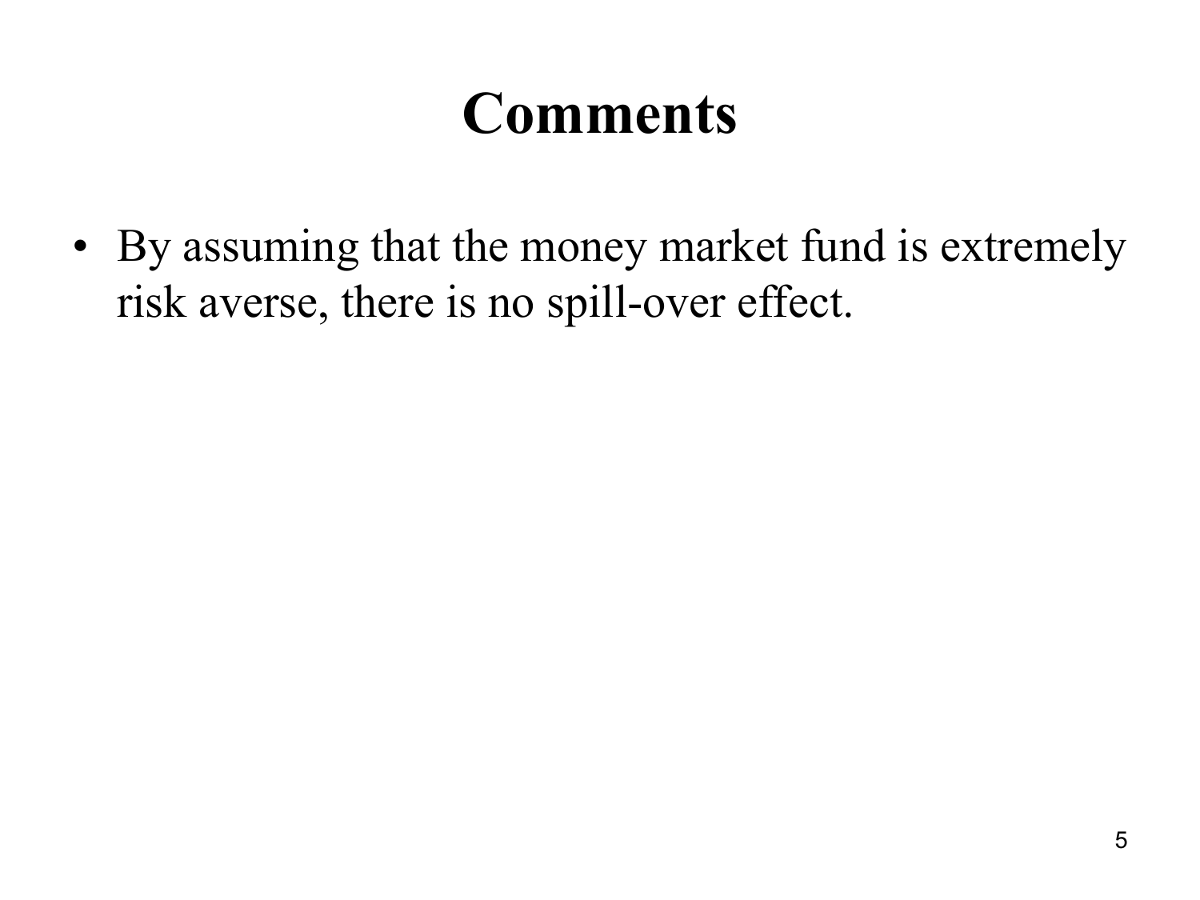# Comments

- By assuming that the money market fund is extremely risk averse, there is no spill-over effect.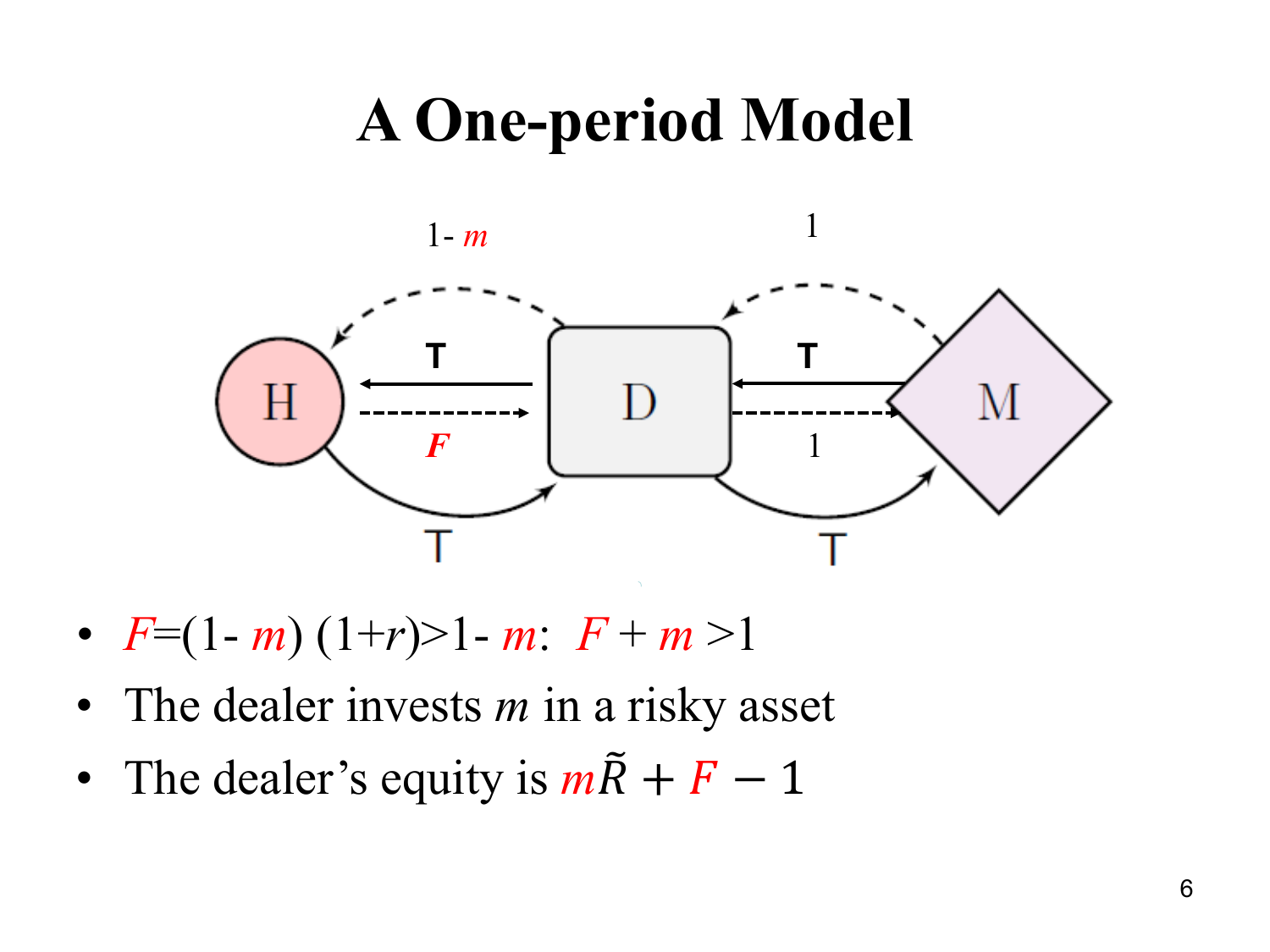# A One-period Model

- $F = (1 - m)(1 + r) > 1 - m$: $F + m > 1$
- The dealer invests $m$ in a risky asset
- The dealer's equity is $m\tilde{R} + F - 1$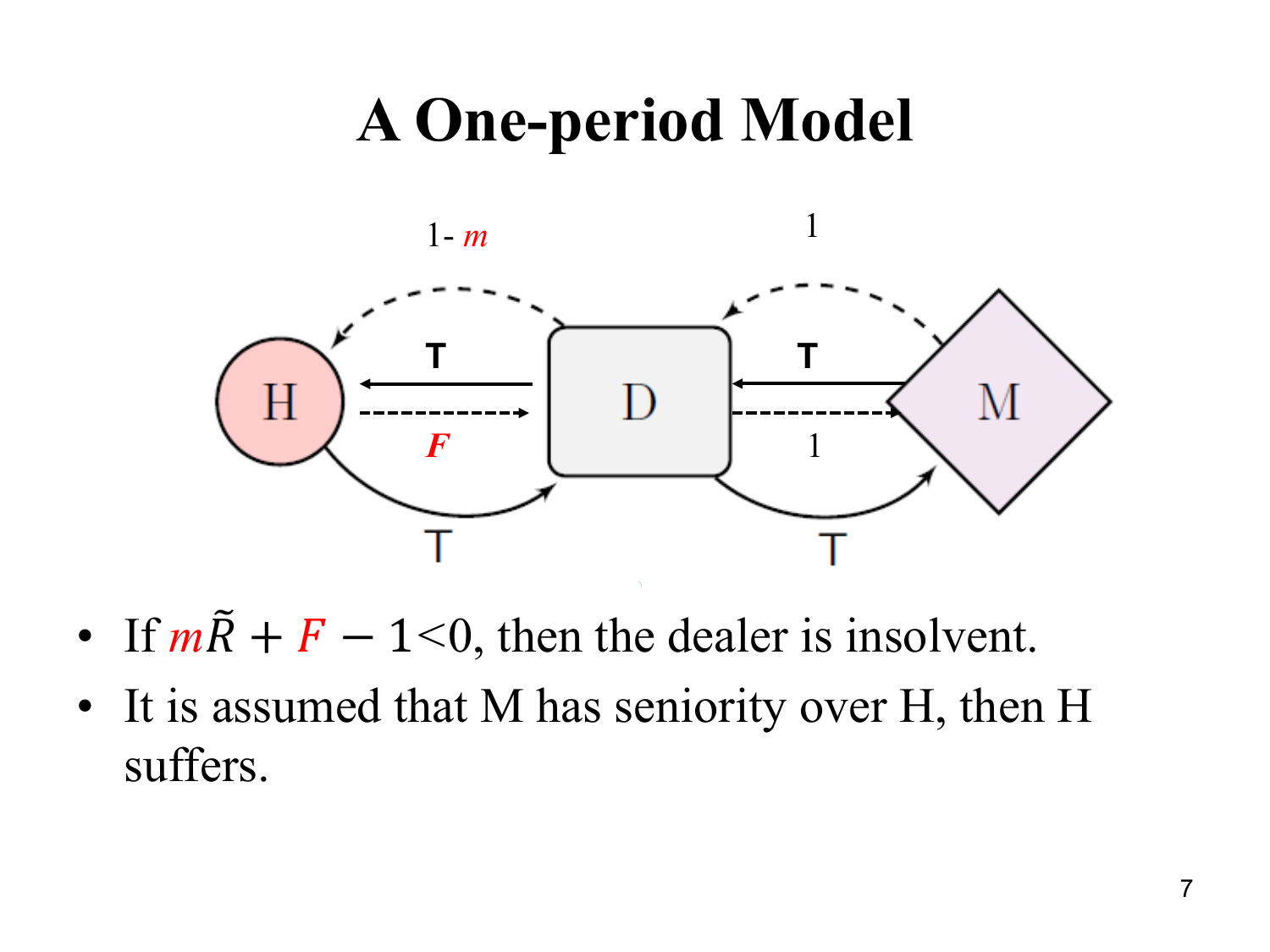# A One-period Model

- If $m\tilde{R} + F - 1 < 0$, then the dealer is insolvent.
- It is assumed that M has seniority over H, then H suffers.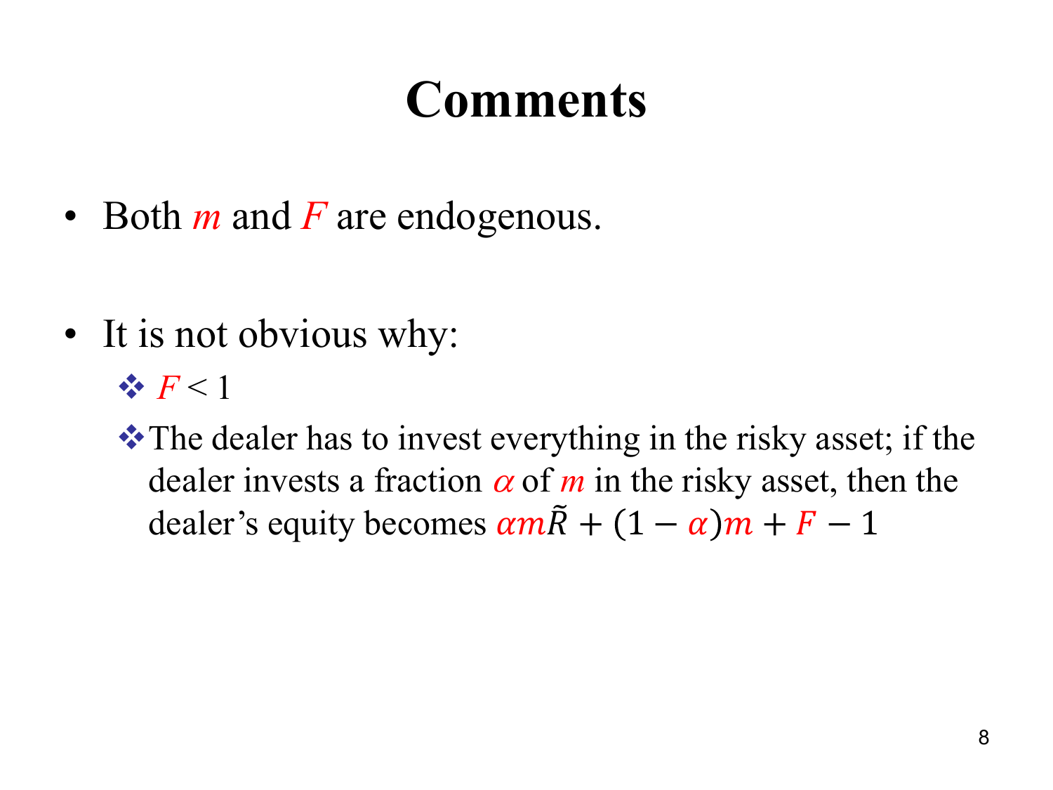# Comments

- Both $m$ and $F$ are endogenous.

- It is not obvious why:
  - $F < 1$
  - The dealer has to invest everything in the risky asset; if the dealer invests a fraction $\alpha$ of $m$ in the risky asset, then the dealer's equity becomes $\alpha m\tilde{R} + (1 - \alpha)m + F - 1$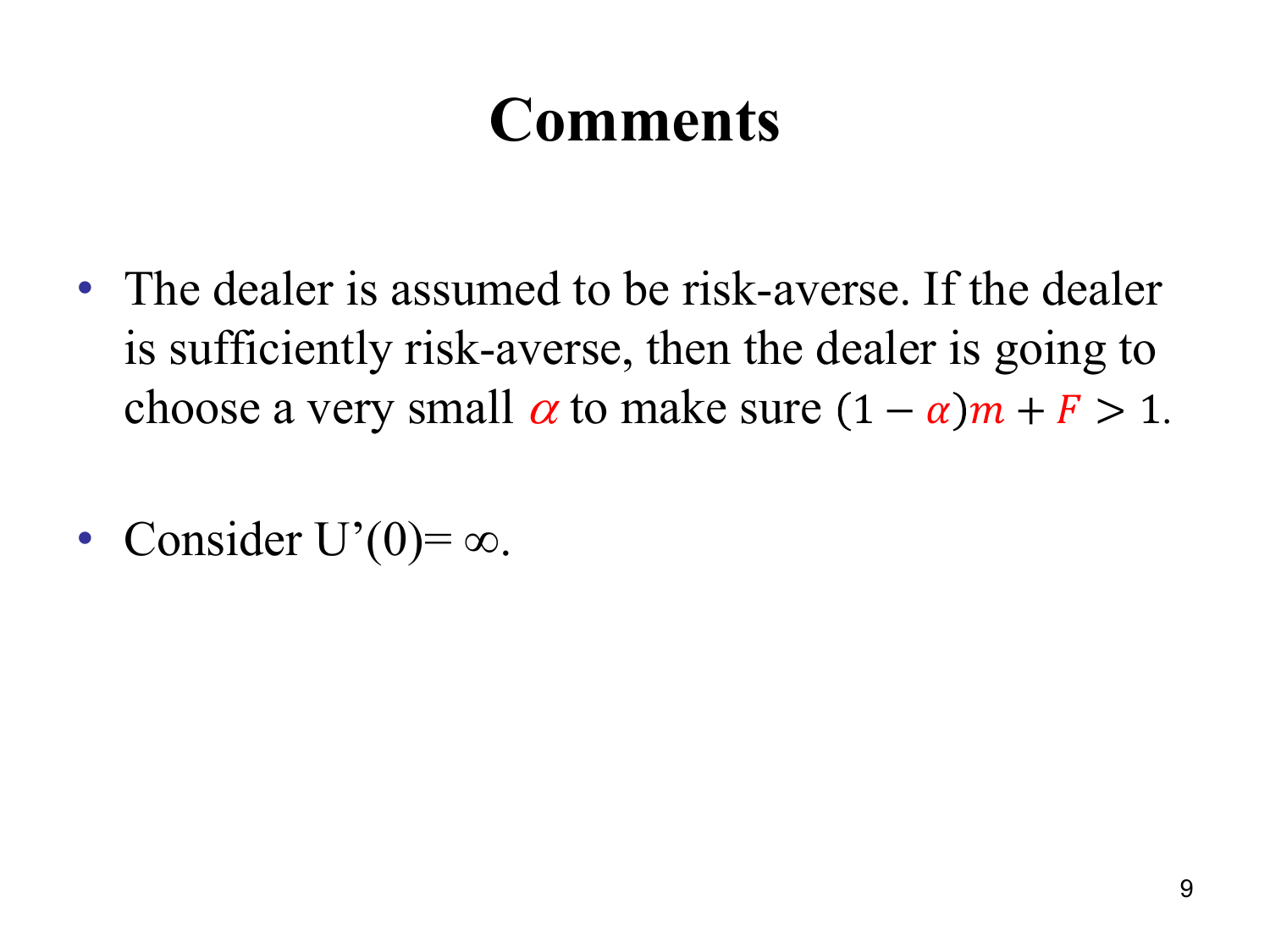# Comments

- The dealer is assumed to be risk-averse. If the dealer is sufficiently risk-averse, then the dealer is going to choose a very small $\alpha$ to make sure $(1-\alpha)m + F > 1$.

- Consider $U'(0) = \infty$.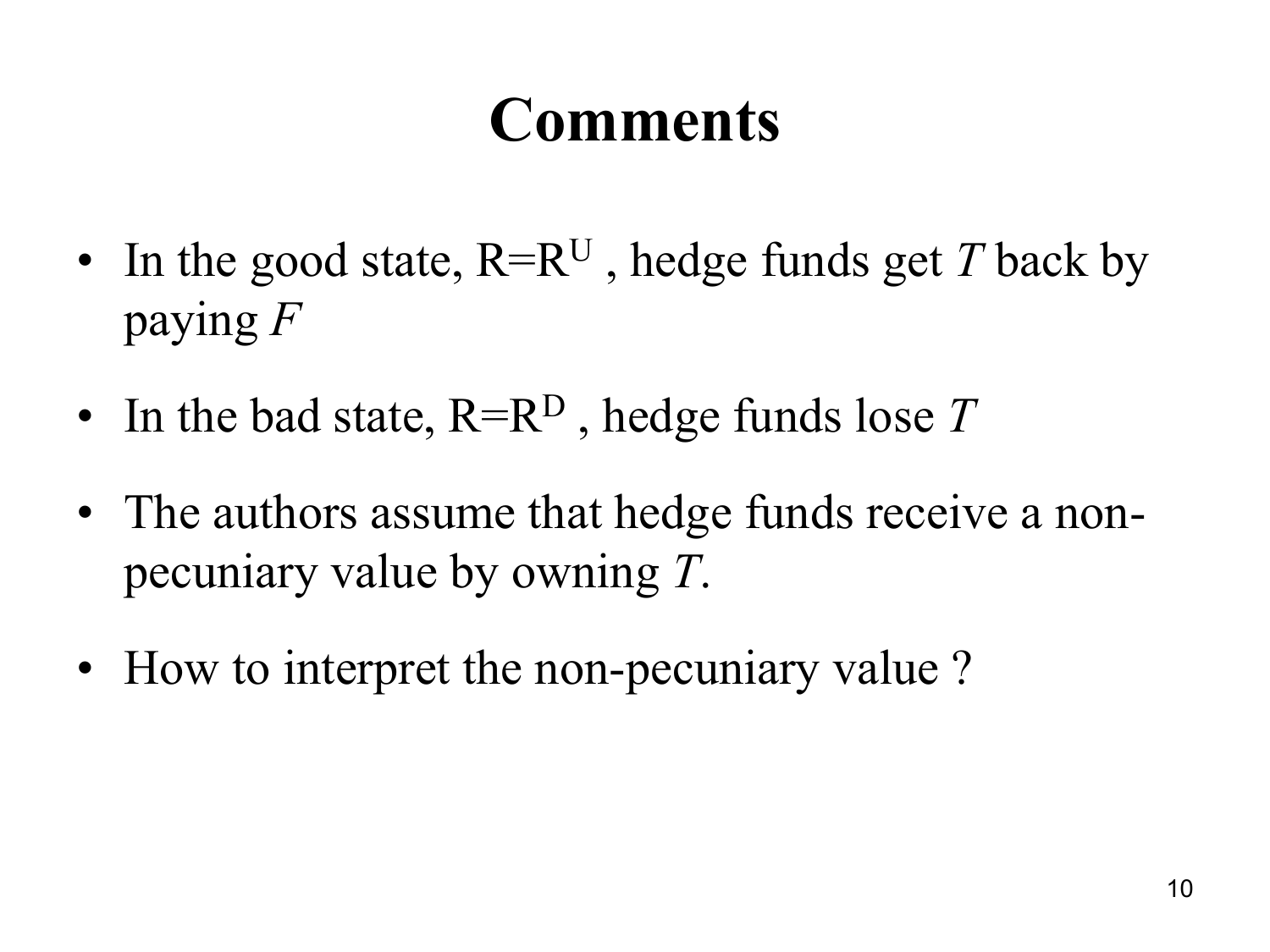# Comments

- In the good state, $R=R^U$ , hedge funds get $T$ back by paying $F$
- In the bad state, $R=R^D$ , hedge funds lose $T$
- The authors assume that hedge funds receive a non-pecuniary value by owning $T$.
- How to interpret the non-pecuniary value ?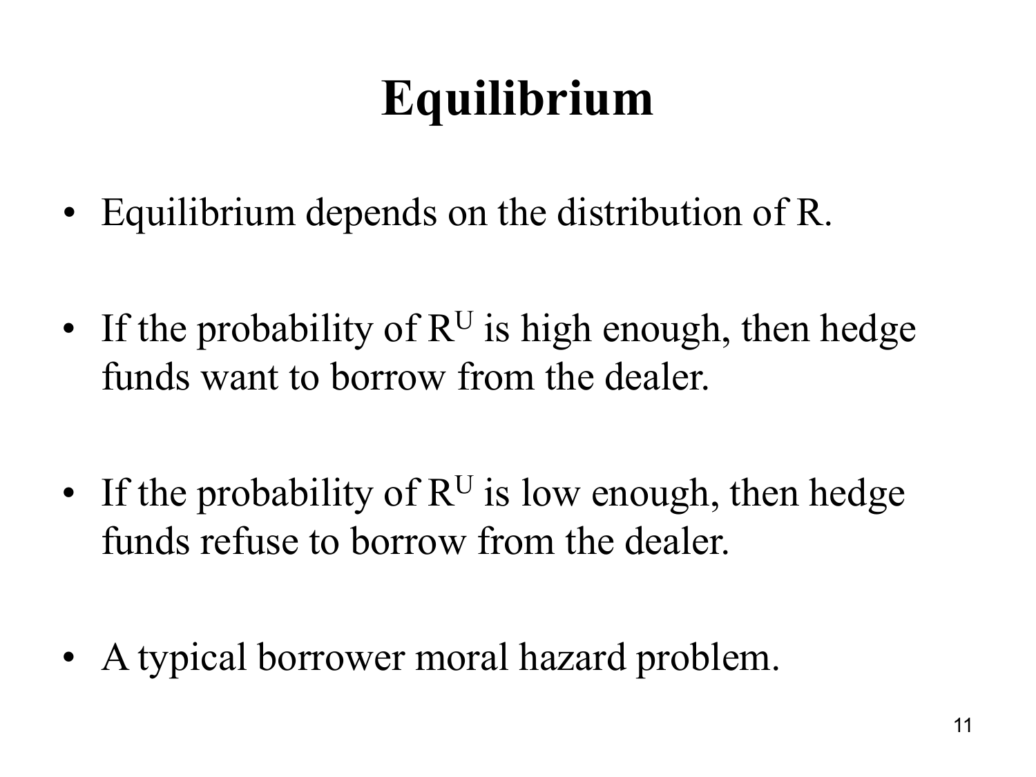# Equilibrium

- Equilibrium depends on the distribution of R.
- If the probability of $R^U$ is high enough, then hedge funds want to borrow from the dealer.
- If the probability of $R^U$ is low enough, then hedge funds refuse to borrow from the dealer.
- A typical borrower moral hazard problem.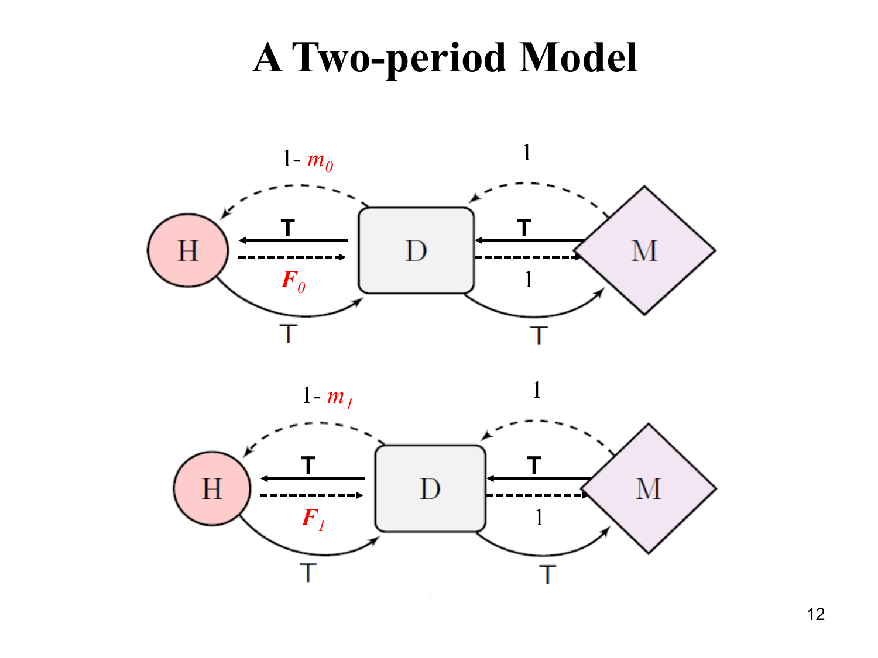# A Two-period Model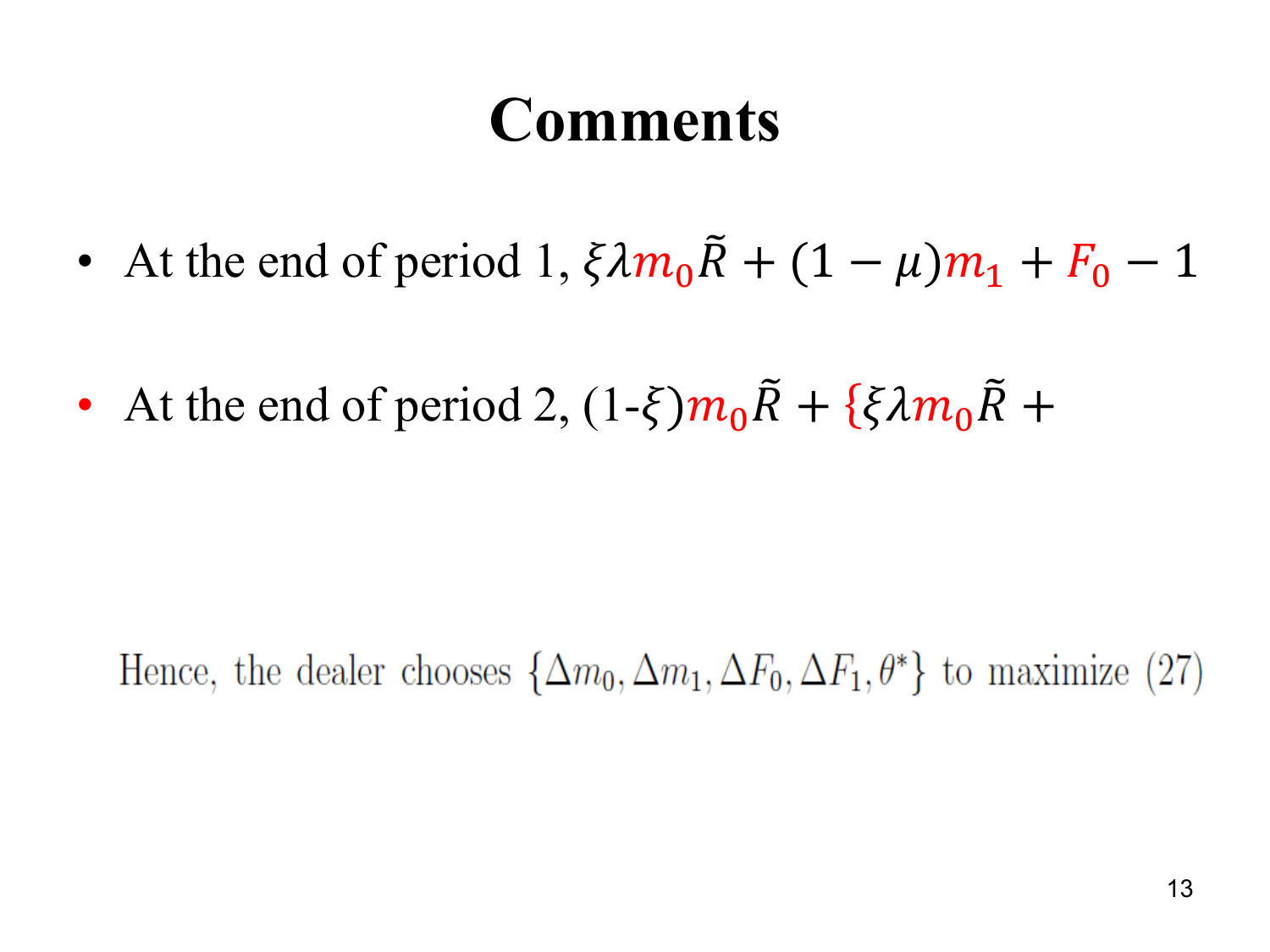# Comments

- At the end of period 1, $\xi\lambda m_0\tilde{R} + (1-\mu)m_1 + F_0 - 1$
- At the end of period 2, (1-$\xi$)$m_0\tilde{R}$ + $\{\xi\lambda m_0\tilde{R}$ +

Hence, the dealer chooses $\{\Delta m_0, \Delta m_1, \Delta F_0, \Delta F_1, \theta^*\}$ to maximize (27)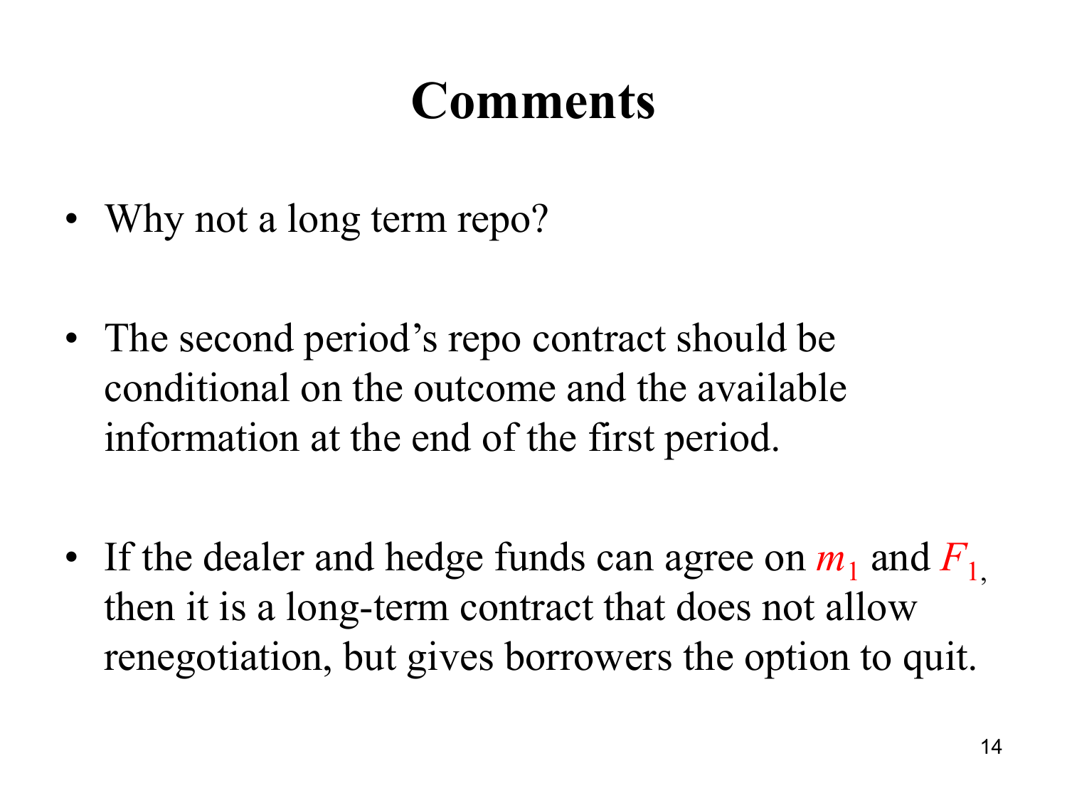# Comments

- Why not a long term repo?

- The second period's repo contract should be conditional on the outcome and the available information at the end of the first period.

- If the dealer and hedge funds can agree on $m_1$ and $F_1$, then it is a long-term contract that does not allow renegotiation, but gives borrowers the option to quit.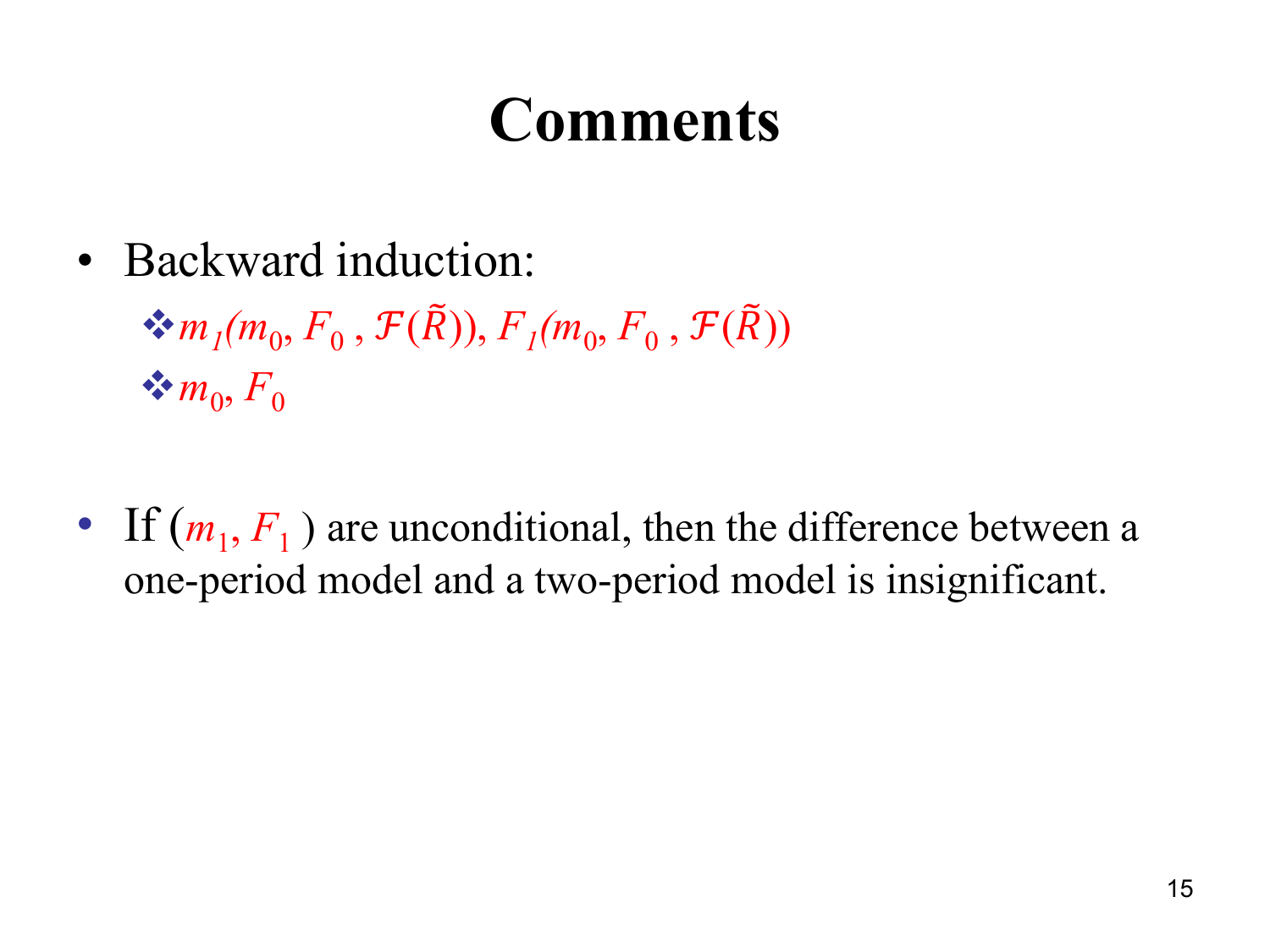# Comments

- Backward induction:
  - $m_1(m_0, F_0, \mathcal{F}(\tilde{R})), F_1(m_0, F_0, \mathcal{F}(\tilde{R}))$
  - $m_0, F_0$

- If $(m_1, F_1)$ are unconditional, then the difference between a one-period model and a two-period model is insignificant.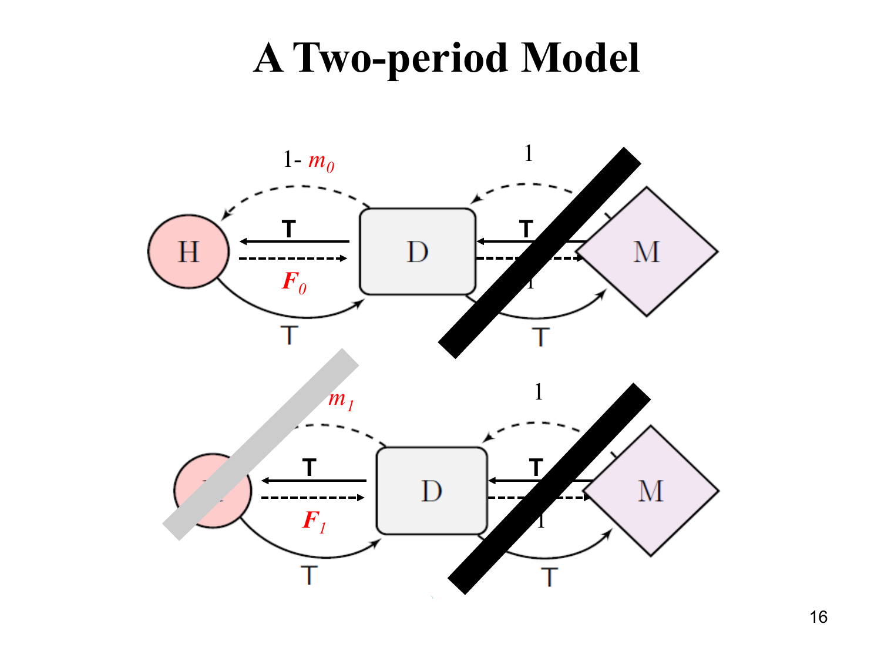# A Two-period Model

$1-m_0$

1

H

T

D

T

M

$F_0$

1

T

T

$m_1$

1

T

D

T

M

$F_1$

1

T

T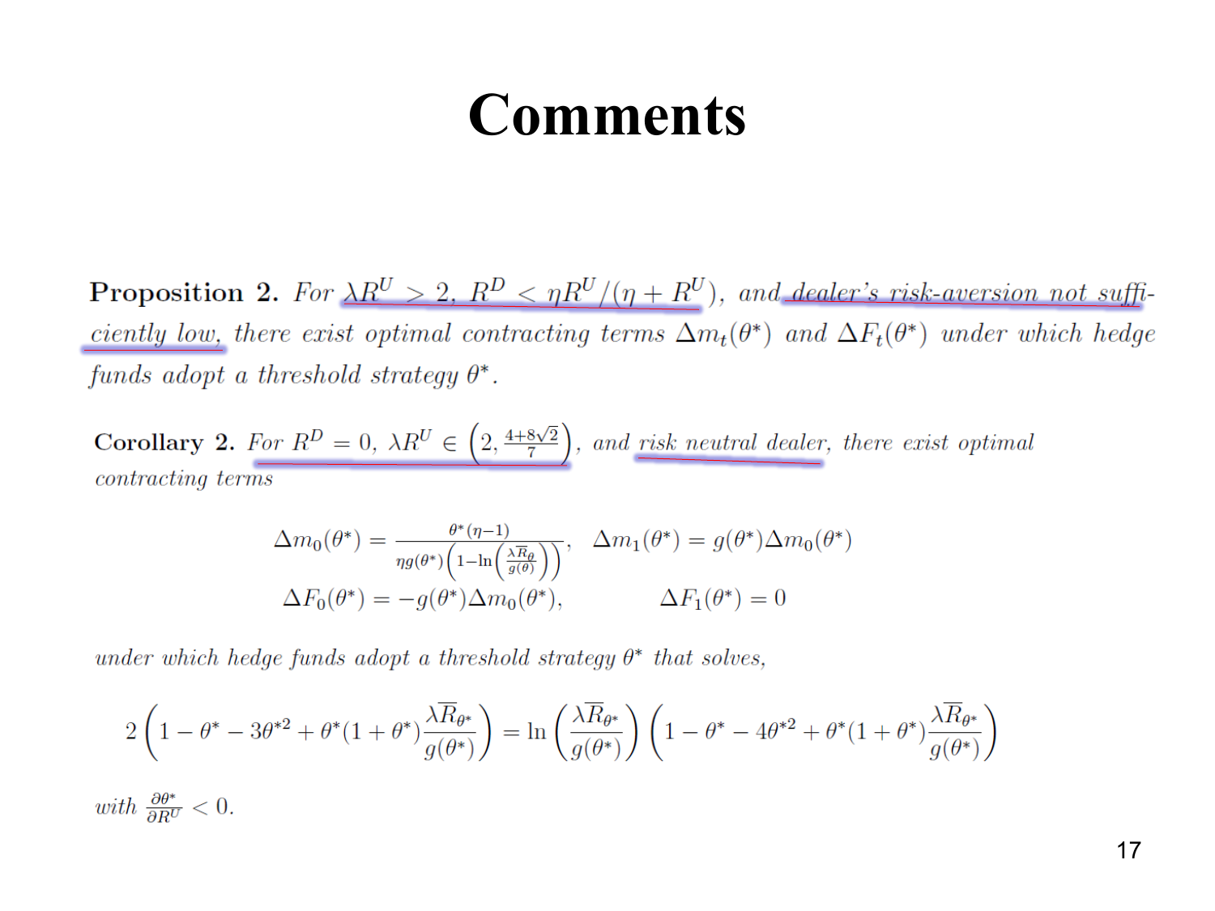# Comments

**Proposition 2.** *For $\lambda R^U > 2$, $R^D < \eta R^U/(\eta + R^U)$, and dealer's risk-aversion not sufficiently low, there exist optimal contracting terms $\Delta m_t(\theta^*)$ and $\Delta F_t(\theta^*)$ under which hedge funds adopt a threshold strategy $\theta^*$.*

**Corollary 2.** *For $R^D = 0$, $\lambda R^U \in \left(2, \frac{4+8\sqrt{2}}{7}\right)$, and risk neutral dealer, there exist optimal contracting terms*

$$\Delta m_0(\theta^*) = \frac{\theta^*(\eta-1)}{\eta g(\theta^*)\left(1-\ln\left(\frac{\lambda \overline{R}_\theta}{g(\theta)}\right)\right)}, \quad \Delta m_1(\theta^*) = g(\theta^*)\Delta m_0(\theta^*)$$

$$\Delta F_0(\theta^*) = -g(\theta^*)\Delta m_0(\theta^*), \qquad \Delta F_1(\theta^*) = 0$$

*under which hedge funds adopt a threshold strategy $\theta^*$ that solves,*

$$2\left(1 - \theta^* - 3\theta^{*2} + \theta^*(1+\theta^*)\frac{\lambda \overline{R}_{\theta^*}}{g(\theta^*)}\right) = \ln\left(\frac{\lambda \overline{R}_{\theta^*}}{g(\theta^*)}\right)\left(1 - \theta^* - 4\theta^{*2} + \theta^*(1+\theta^*)\frac{\lambda \overline{R}_{\theta^*}}{g(\theta^*)}\right)$$

*with $\frac{\partial \theta^*}{\partial R^U} < 0$.*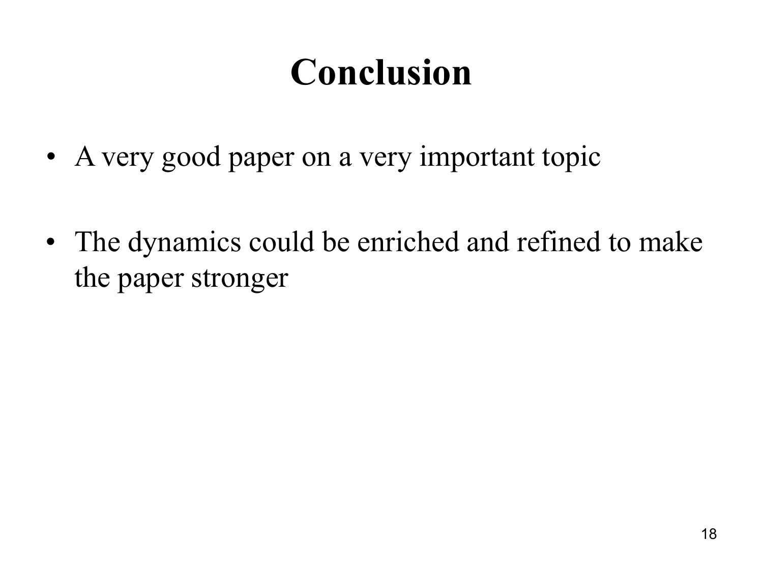# Conclusion

- A very good paper on a very important topic
- The dynamics could be enriched and refined to make the paper stronger